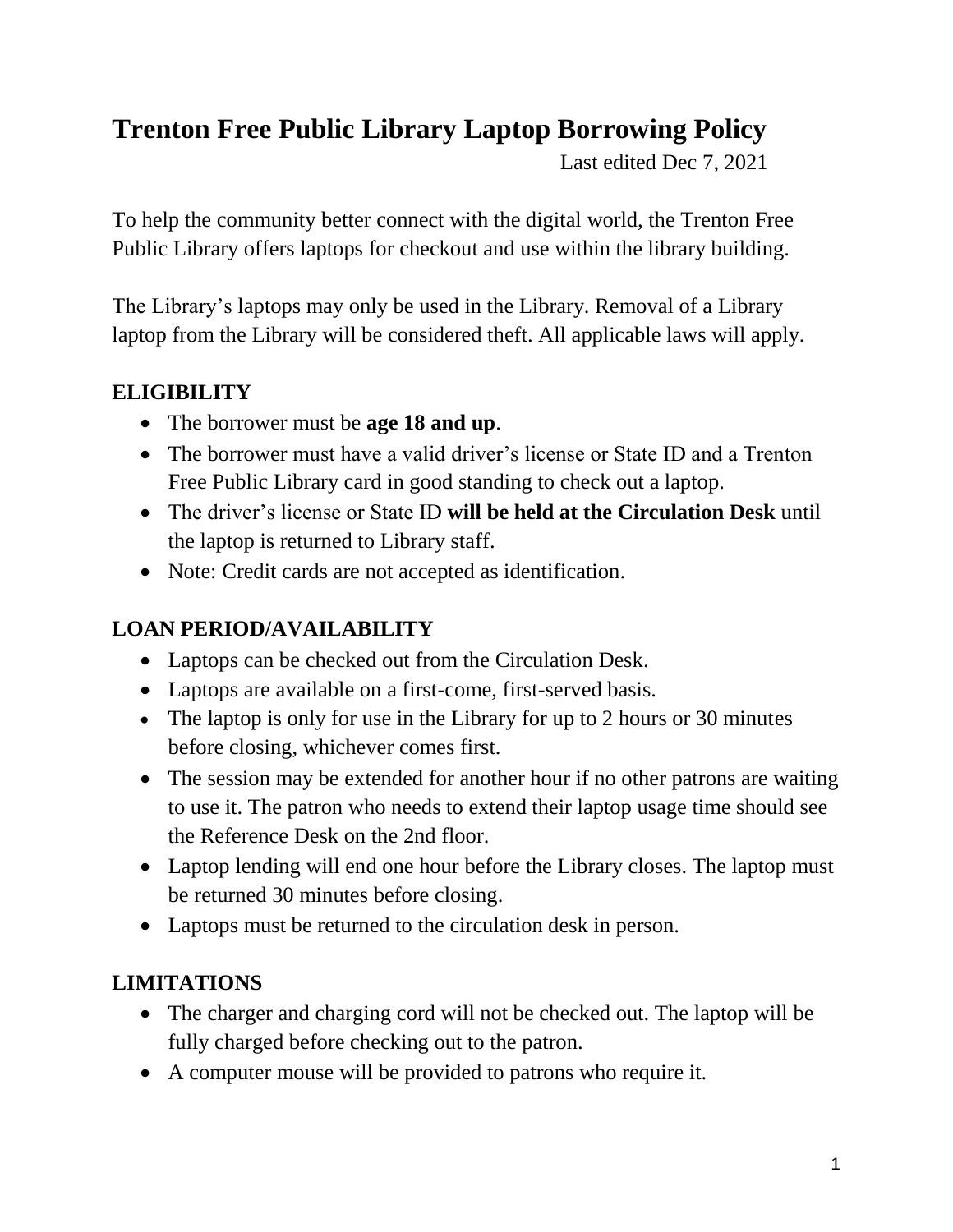# Trenton Free Public Library Laptop Borrowing Policy

Last edited Dec 7, 2021

To help the community better connect with the digital world, the Trenton Free Public Library offers laptops for checkout and use within the library building.

The Library's laptops may only be used in the Library. Removal of a Library laptop from the Library will be considered theft. All applicable laws will apply.

## ELIGIBILITY

- The borrower must be **age 18 and up**.
- The borrower must have a valid driver's license or State ID and a Trenton Free Public Library card in good standing to check out a laptop.
- The driver's license or State ID **will be held at the Circulation Desk** until the laptop is returned to Library staff.
- Note: Credit cards are not accepted as identification.

## LOAN PERIOD/AVAILABILITY

- Laptops can be checked out from the Circulation Desk.
- Laptops are available on a first-come, first-served basis.
- The laptop is only for use in the Library for up to 2 hours or 30 minutes before closing, whichever comes first.
- The session may be extended for another hour if no other patrons are waiting to use it. The patron who needs to extend their laptop usage time should see the Reference Desk on the 2nd floor.
- Laptop lending will end one hour before the Library closes. The laptop must be returned 30 minutes before closing.
- Laptops must be returned to the circulation desk in person.

## LIMITATIONS

- The charger and charging cord will not be checked out. The laptop will be fully charged before checking out to the patron.
- A computer mouse will be provided to patrons who require it.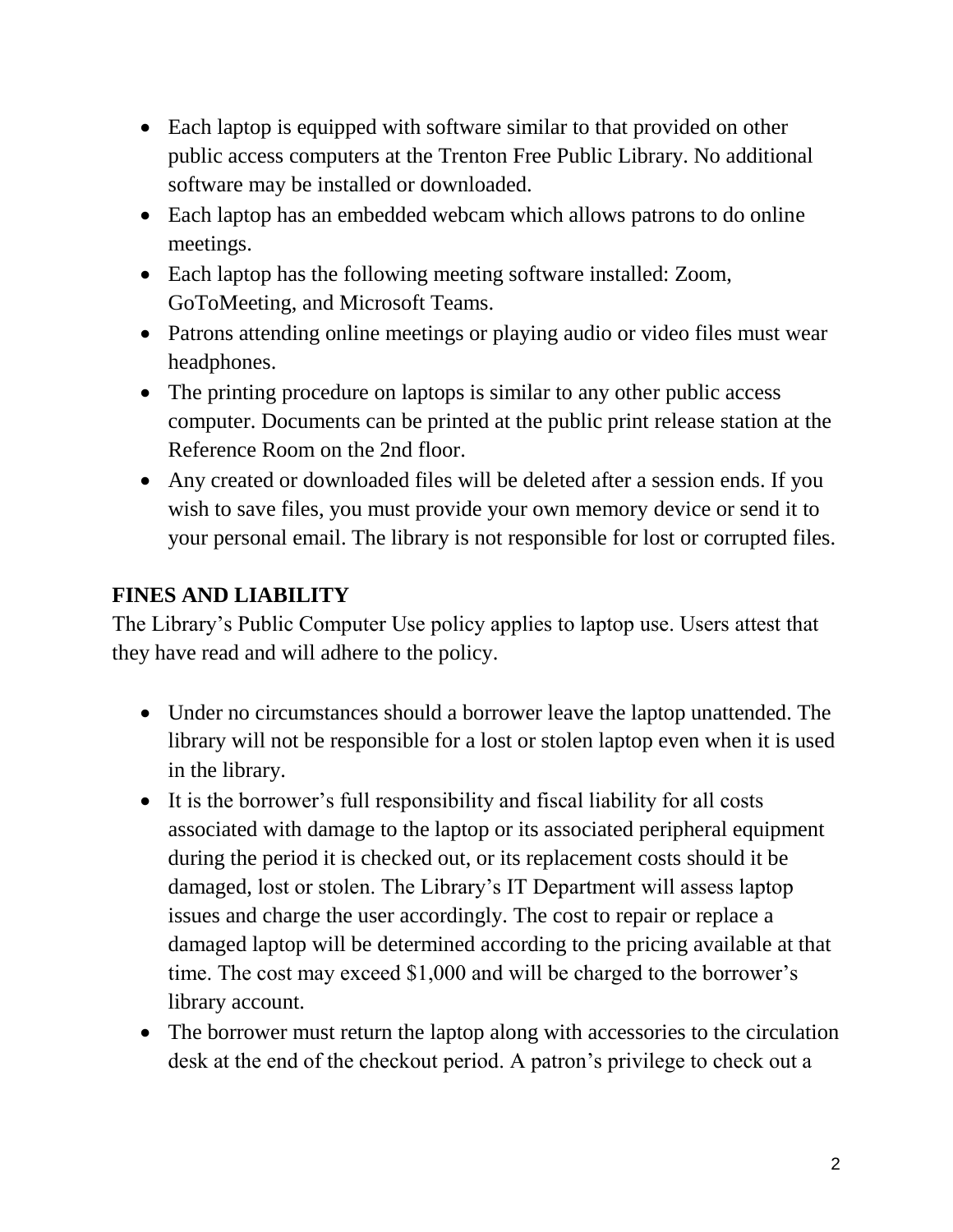- Each laptop is equipped with software similar to that provided on other public access computers at the Trenton Free Public Library. No additional software may be installed or downloaded.
- Each laptop has an embedded webcam which allows patrons to do online meetings.
- Each laptop has the following meeting software installed: Zoom, GoToMeeting, and Microsoft Teams.
- Patrons attending online meetings or playing audio or video files must wear headphones.
- The printing procedure on laptops is similar to any other public access computer. Documents can be printed at the public print release station at the Reference Room on the 2nd floor.
- Any created or downloaded files will be deleted after a session ends. If you wish to save files, you must provide your own memory device or send it to your personal email. The library is not responsible for lost or corrupted files.

**FINES AND LIABILITY**

The Library's Public Computer Use policy applies to laptop use. Users attest that they have read and will adhere to the policy.

- Under no circumstances should a borrower leave the laptop unattended. The library will not be responsible for a lost or stolen laptop even when it is used in the library.
- It is the borrower's full responsibility and fiscal liability for all costs associated with damage to the laptop or its associated peripheral equipment during the period it is checked out, or its replacement costs should it be damaged, lost or stolen. The Library's IT Department will assess laptop issues and charge the user accordingly. The cost to repair or replace a damaged laptop will be determined according to the pricing available at that time. The cost may exceed $1,000 and will be charged to the borrower's library account.
- The borrower must return the laptop along with accessories to the circulation desk at the end of the checkout period. A patron's privilege to check out a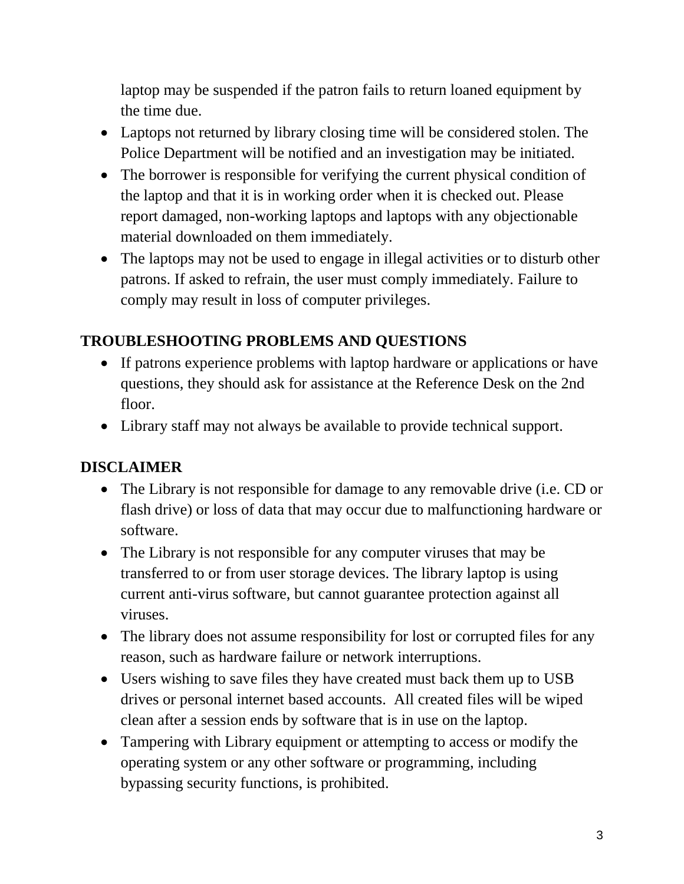laptop may be suspended if the patron fails to return loaned equipment by the time due.

- Laptops not returned by library closing time will be considered stolen. The Police Department will be notified and an investigation may be initiated.
- The borrower is responsible for verifying the current physical condition of the laptop and that it is in working order when it is checked out. Please report damaged, non-working laptops and laptops with any objectionable material downloaded on them immediately.
- The laptops may not be used to engage in illegal activities or to disturb other patrons. If asked to refrain, the user must comply immediately. Failure to comply may result in loss of computer privileges.

**TROUBLESHOOTING PROBLEMS AND QUESTIONS**

- If patrons experience problems with laptop hardware or applications or have questions, they should ask for assistance at the Reference Desk on the 2nd floor.
- Library staff may not always be available to provide technical support.

**DISCLAIMER**

- The Library is not responsible for damage to any removable drive (i.e. CD or flash drive) or loss of data that may occur due to malfunctioning hardware or software.
- The Library is not responsible for any computer viruses that may be transferred to or from user storage devices. The library laptop is using current anti-virus software, but cannot guarantee protection against all viruses.
- The library does not assume responsibility for lost or corrupted files for any reason, such as hardware failure or network interruptions.
- Users wishing to save files they have created must back them up to USB drives or personal internet based accounts. All created files will be wiped clean after a session ends by software that is in use on the laptop.
- Tampering with Library equipment or attempting to access or modify the operating system or any other software or programming, including bypassing security functions, is prohibited.